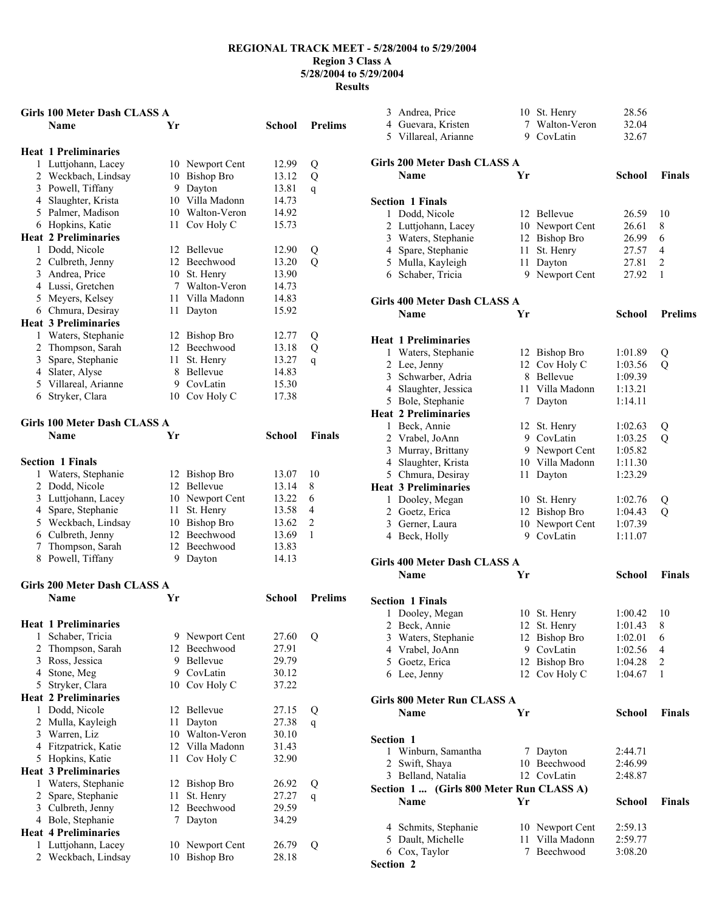# REGIONAL TRACK MEET - 5/28/2004 to 5/29/2004
## Region 3 Class A
## 5/28/2004 to 5/29/2004
## Results

### Girls 100 Meter Dash CLASS A

| | Name | Yr | School | Prelims | |
|---|---|---|---|---|---|
| **Heat 1 Preliminaries** | | | | | |
| 1 | Luttjohann, Lacey | 10 | Newport Cent | 12.99 | Q |
| 2 | Weckbach, Lindsay | 10 | Bishop Bro | 13.12 | Q |
| 3 | Powell, Tiffany | 9 | Dayton | 13.81 | q |
| 4 | Slaughter, Krista | 10 | Villa Madonn | 14.73 | |
| 5 | Palmer, Madison | 10 | Walton-Veron | 14.92 | |
| 6 | Hopkins, Katie | 11 | Cov Holy C | 15.73 | |
| **Heat 2 Preliminaries** | | | | | |
| 1 | Dodd, Nicole | 12 | Bellevue | 12.90 | Q |
| 2 | Culbreth, Jenny | 12 | Beechwood | 13.20 | Q |
| 3 | Andrea, Price | 10 | St. Henry | 13.90 | |
| 4 | Lussi, Gretchen | 7 | Walton-Veron | 14.73 | |
| 5 | Meyers, Kelsey | 11 | Villa Madonn | 14.83 | |
| 6 | Chmura, Desiray | 11 | Dayton | 15.92 | |
| **Heat 3 Preliminaries** | | | | | |
| 1 | Waters, Stephanie | 12 | Bishop Bro | 12.77 | Q |
| 2 | Thompson, Sarah | 12 | Beechwood | 13.18 | Q |
| 3 | Spare, Stephanie | 11 | St. Henry | 13.27 | q |
| 4 | Slater, Alyse | 8 | Bellevue | 14.83 | |
| 5 | Villareal, Arianne | 9 | CovLatin | 15.30 | |
| 6 | Stryker, Clara | 10 | Cov Holy C | 17.38 | |

### Girls 100 Meter Dash CLASS A

| | Name | Yr | School | Finals | |
|---|---|---|---|---|---|
| **Section 1 Finals** | | | | | |
| 1 | Waters, Stephanie | 12 | Bishop Bro | 13.07 | 10 |
| 2 | Dodd, Nicole | 12 | Bellevue | 13.14 | 8 |
| 3 | Luttjohann, Lacey | 10 | Newport Cent | 13.22 | 6 |
| 4 | Spare, Stephanie | 11 | St. Henry | 13.58 | 4 |
| 5 | Weckbach, Lindsay | 10 | Bishop Bro | 13.62 | 2 |
| 6 | Culbreth, Jenny | 12 | Beechwood | 13.69 | 1 |
| 7 | Thompson, Sarah | 12 | Beechwood | 13.83 | |
| 8 | Powell, Tiffany | 9 | Dayton | 14.13 | |

### Girls 200 Meter Dash CLASS A

| | Name | Yr | School | Prelims | |
|---|---|---|---|---|---|
| **Heat 1 Preliminaries** | | | | | |
| 1 | Schaber, Tricia | 9 | Newport Cent | 27.60 | Q |
| 2 | Thompson, Sarah | 12 | Beechwood | 27.91 | |
| 3 | Ross, Jessica | 9 | Bellevue | 29.79 | |
| 4 | Stone, Meg | 9 | CovLatin | 30.12 | |
| 5 | Stryker, Clara | 10 | Cov Holy C | 37.22 | |
| **Heat 2 Preliminaries** | | | | | |
| 1 | Dodd, Nicole | 12 | Bellevue | 27.15 | Q |
| 2 | Mulla, Kayleigh | 11 | Dayton | 27.38 | q |
| 3 | Warren, Liz | 10 | Walton-Veron | 30.10 | |
| 4 | Fitzpatrick, Katie | 12 | Villa Madonn | 31.43 | |
| 5 | Hopkins, Katie | 11 | Cov Holy C | 32.90 | |
| **Heat 3 Preliminaries** | | | | | |
| 1 | Waters, Stephanie | 12 | Bishop Bro | 26.92 | Q |
| 2 | Spare, Stephanie | 11 | St. Henry | 27.27 | q |
| 3 | Culbreth, Jenny | 12 | Beechwood | 29.59 | |
| 4 | Bole, Stephanie | 7 | Dayton | 34.29 | |
| **Heat 4 Preliminaries** | | | | | |
| 1 | Luttjohann, Lacey | 10 | Newport Cent | 26.79 | Q |
| 2 | Weckbach, Lindsay | 10 | Bishop Bro | 28.18 | |
| 3 | Andrea, Price | 10 | St. Henry | 28.56 | |
| 4 | Guevara, Kristen | 7 | Walton-Veron | 32.04 | |
| 5 | Villareal, Arianne | 9 | CovLatin | 32.67 | |

### Girls 200 Meter Dash CLASS A

| | Name | Yr | School | Finals | |
|---|---|---|---|---|---|
| **Section 1 Finals** | | | | | |
| 1 | Dodd, Nicole | 12 | Bellevue | 26.59 | 10 |
| 2 | Luttjohann, Lacey | 10 | Newport Cent | 26.61 | 8 |
| 3 | Waters, Stephanie | 12 | Bishop Bro | 26.99 | 6 |
| 4 | Spare, Stephanie | 11 | St. Henry | 27.57 | 4 |
| 5 | Mulla, Kayleigh | 11 | Dayton | 27.81 | 2 |
| 6 | Schaber, Tricia | 9 | Newport Cent | 27.92 | 1 |

### Girls 400 Meter Dash CLASS A

| | Name | Yr | School | Prelims | |
|---|---|---|---|---|---|
| **Heat 1 Preliminaries** | | | | | |
| 1 | Waters, Stephanie | 12 | Bishop Bro | 1:01.89 | Q |
| 2 | Lee, Jenny | 12 | Cov Holy C | 1:03.56 | Q |
| 3 | Schwarber, Adria | 8 | Bellevue | 1:09.39 | |
| 4 | Slaughter, Jessica | 11 | Villa Madonn | 1:13.21 | |
| 5 | Bole, Stephanie | 7 | Dayton | 1:14.11 | |
| **Heat 2 Preliminaries** | | | | | |
| 1 | Beck, Annie | 12 | St. Henry | 1:02.63 | Q |
| 2 | Vrabel, JoAnn | 9 | CovLatin | 1:03.25 | Q |
| 3 | Murray, Brittany | 9 | Newport Cent | 1:05.82 | |
| 4 | Slaughter, Krista | 10 | Villa Madonn | 1:11.30 | |
| 5 | Chmura, Desiray | 11 | Dayton | 1:23.29 | |
| **Heat 3 Preliminaries** | | | | | |
| 1 | Dooley, Megan | 10 | St. Henry | 1:02.76 | Q |
| 2 | Goetz, Erica | 12 | Bishop Bro | 1:04.43 | Q |
| 3 | Gerner, Laura | 10 | Newport Cent | 1:07.39 | |
| 4 | Beck, Holly | 9 | CovLatin | 1:11.07 | |

### Girls 400 Meter Dash CLASS A

| | Name | Yr | School | Finals | |
|---|---|---|---|---|---|
| **Section 1 Finals** | | | | | |
| 1 | Dooley, Megan | 10 | St. Henry | 1:00.42 | 10 |
| 2 | Beck, Annie | 12 | St. Henry | 1:01.43 | 8 |
| 3 | Waters, Stephanie | 12 | Bishop Bro | 1:02.01 | 6 |
| 4 | Vrabel, JoAnn | 9 | CovLatin | 1:02.56 | 4 |
| 5 | Goetz, Erica | 12 | Bishop Bro | 1:04.28 | 2 |
| 6 | Lee, Jenny | 12 | Cov Holy C | 1:04.67 | 1 |

### Girls 800 Meter Run CLASS A

| | Name | Yr | School | Finals |
|---|---|---|---|---|
| **Section 1** | | | | |
| 1 | Winburn, Samantha | 7 | Dayton | 2:44.71 |
| 2 | Swift, Shaya | 10 | Beechwood | 2:46.99 |
| 3 | Belland, Natalia | 12 | CovLatin | 2:48.87 |
| 4 | Schmits, Stephanie | 10 | Newport Cent | 2:59.13 |
| 5 | Dault, Michelle | 11 | Villa Madonn | 2:59.77 |
| 6 | Cox, Taylor | 7 | Beechwood | 3:08.20 |
| **Section 2** | | | | |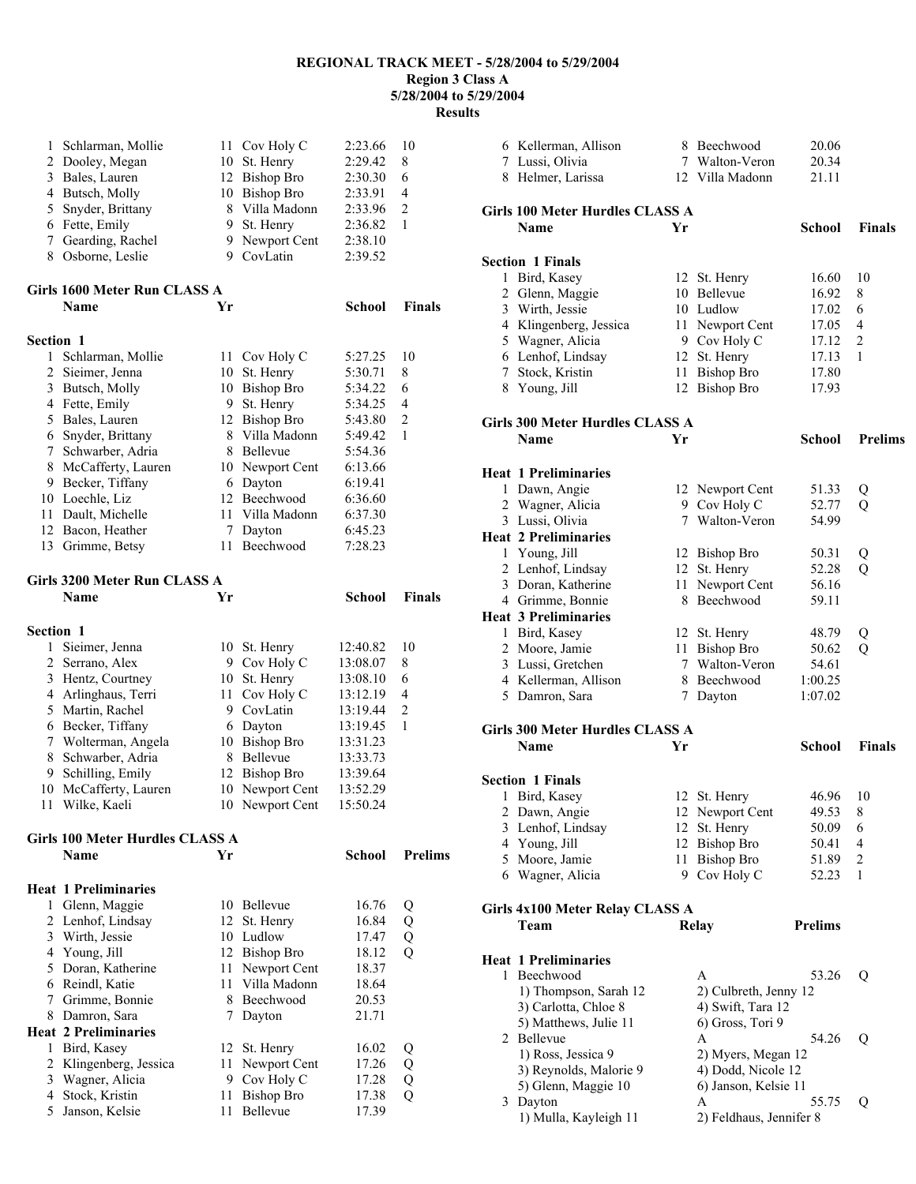# REGIONAL TRACK MEET - 5/28/2004 to 5/29/2004
## Region 3 Class A
### 5/28/2004 to 5/29/2004
### Results

| | Name | Yr | School | Finals | Points |
|---|---|---|---|---|---|
| 1 | Schlarman, Mollie | 11 | Cov Holy C | 2:23.66 | 10 |
| 2 | Dooley, Megan | 10 | St. Henry | 2:29.42 | 8 |
| 3 | Bales, Lauren | 12 | Bishop Bro | 2:30.30 | 6 |
| 4 | Butsch, Molly | 10 | Bishop Bro | 2:33.91 | 4 |
| 5 | Snyder, Brittany | 8 | Villa Madonn | 2:33.96 | 2 |
| 6 | Fette, Emily | 9 | St. Henry | 2:36.82 | 1 |
| 7 | Gearding, Rachel | 9 | Newport Cent | 2:38.10 | |
| 8 | Osborne, Leslie | 9 | CovLatin | 2:39.52 | |

### Girls 1600 Meter Run CLASS A

**Section 1**

| | Name | Yr | School | Finals | Points |
|---|---|---|---|---|---|
| 1 | Schlarman, Mollie | 11 | Cov Holy C | 5:27.25 | 10 |
| 2 | Sieimer, Jenna | 10 | St. Henry | 5:30.71 | 8 |
| 3 | Butsch, Molly | 10 | Bishop Bro | 5:34.22 | 6 |
| 4 | Fette, Emily | 9 | St. Henry | 5:34.25 | 4 |
| 5 | Bales, Lauren | 12 | Bishop Bro | 5:43.80 | 2 |
| 6 | Snyder, Brittany | 8 | Villa Madonn | 5:49.42 | 1 |
| 7 | Schwarber, Adria | 8 | Bellevue | 5:54.36 | |
| 8 | McCafferty, Lauren | 10 | Newport Cent | 6:13.66 | |
| 9 | Becker, Tiffany | 6 | Dayton | 6:19.41 | |
| 10 | Loechle, Liz | 12 | Beechwood | 6:36.60 | |
| 11 | Dault, Michelle | 11 | Villa Madonn | 6:37.30 | |
| 12 | Bacon, Heather | 7 | Dayton | 6:45.23 | |
| 13 | Grimme, Betsy | 11 | Beechwood | 7:28.23 | |

### Girls 3200 Meter Run CLASS A

**Section 1**

| | Name | Yr | School | Finals | Points |
|---|---|---|---|---|---|
| 1 | Sieimer, Jenna | 10 | St. Henry | 12:40.82 | 10 |
| 2 | Serrano, Alex | 9 | Cov Holy C | 13:08.07 | 8 |
| 3 | Hentz, Courtney | 10 | St. Henry | 13:08.10 | 6 |
| 4 | Arlinghaus, Terri | 11 | Cov Holy C | 13:12.19 | 4 |
| 5 | Martin, Rachel | 9 | CovLatin | 13:19.44 | 2 |
| 6 | Becker, Tiffany | 6 | Dayton | 13:19.45 | 1 |
| 7 | Wolterman, Angela | 10 | Bishop Bro | 13:31.23 | |
| 8 | Schwarber, Adria | 8 | Bellevue | 13:33.73 | |
| 9 | Schilling, Emily | 12 | Bishop Bro | 13:39.64 | |
| 10 | McCafferty, Lauren | 10 | Newport Cent | 13:52.29 | |
| 11 | Wilke, Kaeli | 10 | Newport Cent | 15:50.24 | |

### Girls 100 Meter Hurdles CLASS A

| | Name | Yr | School | Prelims | |
|---|---|---|---|---|---|
| **Heat 1 Preliminaries** | | | | | |
| 1 | Glenn, Maggie | 10 | Bellevue | 16.76 | Q |
| 2 | Lenhof, Lindsay | 12 | St. Henry | 16.84 | Q |
| 3 | Wirth, Jessie | 10 | Ludlow | 17.47 | Q |
| 4 | Young, Jill | 12 | Bishop Bro | 18.12 | Q |
| 5 | Doran, Katherine | 11 | Newport Cent | 18.37 | |
| 6 | Reindl, Katie | 11 | Villa Madonn | 18.64 | |
| 7 | Grimme, Bonnie | 8 | Beechwood | 20.53 | |
| 8 | Damron, Sara | 7 | Dayton | 21.71 | |
| **Heat 2 Preliminaries** | | | | | |
| 1 | Bird, Kasey | 12 | St. Henry | 16.02 | Q |
| 2 | Klingenberg, Jessica | 11 | Newport Cent | 17.26 | Q |
| 3 | Wagner, Alicia | 9 | Cov Holy C | 17.28 | Q |
| 4 | Stock, Kristin | 11 | Bishop Bro | 17.38 | Q |
| 5 | Janson, Kelsie | 11 | Bellevue | 17.39 | |
| 6 | Kellerman, Allison | 8 | Beechwood | 20.06 | |
| 7 | Lussi, Olivia | 7 | Walton-Veron | 20.34 | |
| 8 | Helmer, Larissa | 12 | Villa Madonn | 21.11 | |

### Girls 100 Meter Hurdles CLASS A

**Section 1 Finals**

| | Name | Yr | School | Finals | Points |
|---|---|---|---|---|---|
| 1 | Bird, Kasey | 12 | St. Henry | 16.60 | 10 |
| 2 | Glenn, Maggie | 10 | Bellevue | 16.92 | 8 |
| 3 | Wirth, Jessie | 10 | Ludlow | 17.02 | 6 |
| 4 | Klingenberg, Jessica | 11 | Newport Cent | 17.05 | 4 |
| 5 | Wagner, Alicia | 9 | Cov Holy C | 17.12 | 2 |
| 6 | Lenhof, Lindsay | 12 | St. Henry | 17.13 | 1 |
| 7 | Stock, Kristin | 11 | Bishop Bro | 17.80 | |
| 8 | Young, Jill | 12 | Bishop Bro | 17.93 | |

### Girls 300 Meter Hurdles CLASS A

| | Name | Yr | School | Prelims | |
|---|---|---|---|---|---|
| **Heat 1 Preliminaries** | | | | | |
| 1 | Dawn, Angie | 12 | Newport Cent | 51.33 | Q |
| 2 | Wagner, Alicia | 9 | Cov Holy C | 52.77 | Q |
| 3 | Lussi, Olivia | 7 | Walton-Veron | 54.99 | |
| **Heat 2 Preliminaries** | | | | | |
| 1 | Young, Jill | 12 | Bishop Bro | 50.31 | Q |
| 2 | Lenhof, Lindsay | 12 | St. Henry | 52.28 | Q |
| 3 | Doran, Katherine | 11 | Newport Cent | 56.16 | |
| 4 | Grimme, Bonnie | 8 | Beechwood | 59.11 | |
| **Heat 3 Preliminaries** | | | | | |
| 1 | Bird, Kasey | 12 | St. Henry | 48.79 | Q |
| 2 | Moore, Jamie | 11 | Bishop Bro | 50.62 | Q |
| 3 | Lussi, Gretchen | 7 | Walton-Veron | 54.61 | |
| 4 | Kellerman, Allison | 8 | Beechwood | 1:00.25 | |
| 5 | Damron, Sara | 7 | Dayton | 1:07.02 | |

### Girls 300 Meter Hurdles CLASS A

**Section 1 Finals**

| | Name | Yr | School | Finals | Points |
|---|---|---|---|---|---|
| 1 | Bird, Kasey | 12 | St. Henry | 46.96 | 10 |
| 2 | Dawn, Angie | 12 | Newport Cent | 49.53 | 8 |
| 3 | Lenhof, Lindsay | 12 | St. Henry | 50.09 | 6 |
| 4 | Young, Jill | 12 | Bishop Bro | 50.41 | 4 |
| 5 | Moore, Jamie | 11 | Bishop Bro | 51.89 | 2 |
| 6 | Wagner, Alicia | 9 | Cov Holy C | 52.23 | 1 |

### Girls 4x100 Meter Relay CLASS A

| | Team | Relay | Prelims | |
|---|---|---|---|---|
| **Heat 1 Preliminaries** | | | | |
| 1 | Beechwood | A | 53.26 | Q |
| | 1) Thompson, Sarah 12 | 2) Culbreth, Jenny 12 | | |
| | 3) Carlotta, Chloe 8 | 4) Swift, Tara 12 | | |
| | 5) Matthews, Julie 11 | 6) Gross, Tori 9 | | |
| 2 | Bellevue | A | 54.26 | Q |
| | 1) Ross, Jessica 9 | 2) Myers, Megan 12 | | |
| | 3) Reynolds, Malorie 9 | 4) Dodd, Nicole 12 | | |
| | 5) Glenn, Maggie 10 | 6) Janson, Kelsie 11 | | |
| 3 | Dayton | A | 55.75 | Q |
| | 1) Mulla, Kayleigh 11 | 2) Feldhaus, Jennifer 8 | | |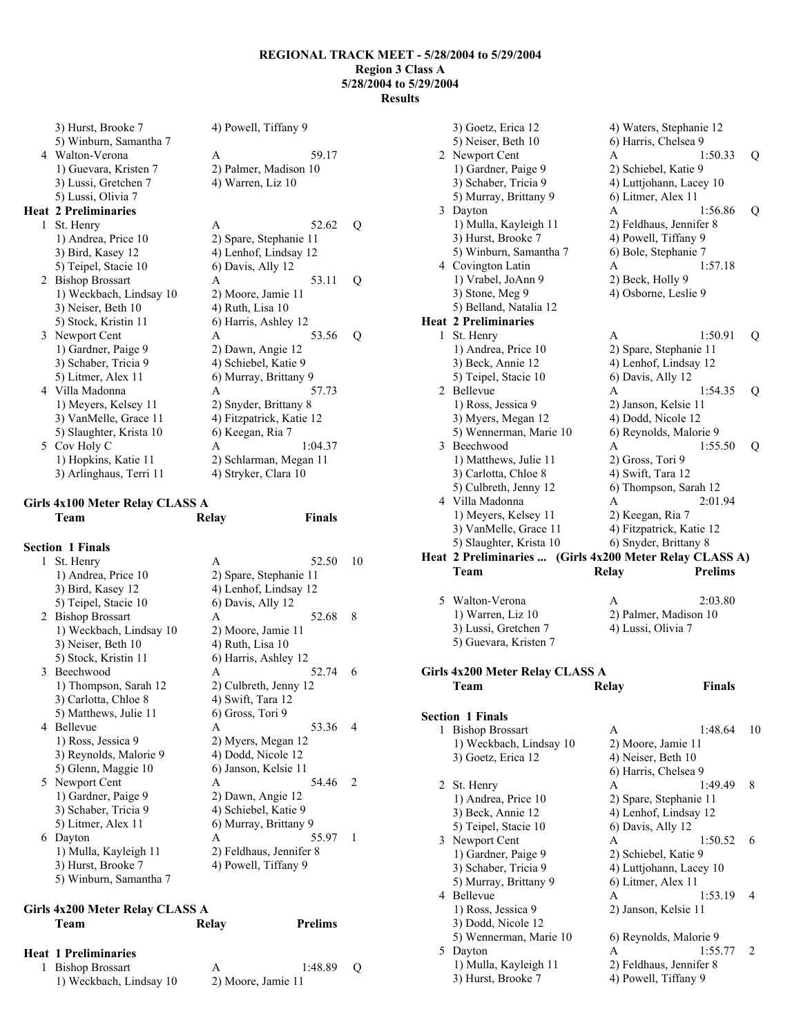# REGIONAL TRACK MEET - 5/28/2004 to 5/29/2004
## Region 3 Class A
## 5/28/2004 to 5/29/2004
## Results

```
    3) Hurst, Brooke 7              4) Powell, Tiffany 9
    5) Winburn, Samantha 7
  4 Walton-Verona                   A                 59.17
    1) Guevara, Kristen 7           2) Palmer, Madison 10
    3) Lussi, Gretchen 7            4) Warren, Liz 10
    5) Lussi, Olivia 7
Heat 2 Preliminaries
  1 St. Henry                       A                 52.62   Q
    1) Andrea, Price 10             2) Spare, Stephanie 11
    3) Bird, Kasey 12               4) Lenhof, Lindsay 12
    5) Teipel, Stacie 10            6) Davis, Ally 12
  2 Bishop Brossart                 A                 53.11   Q
    1) Weckbach, Lindsay 10         2) Moore, Jamie 11
    3) Neiser, Beth 10              4) Ruth, Lisa 10
    5) Stock, Kristin 11            6) Harris, Ashley 12
  3 Newport Cent                    A                 53.56   Q
    1) Gardner, Paige 9             2) Dawn, Angie 12
    3) Schaber, Tricia 9            4) Schiebel, Katie 9
    5) Litmer, Alex 11              6) Murray, Brittany 9
  4 Villa Madonna                   A                 57.73
    1) Meyers, Kelsey 11            2) Snyder, Brittany 8
    3) VanMelle, Grace 11           4) Fitzpatrick, Katie 12
    5) Slaughter, Krista 10         6) Keegan, Ria 7
  5 Cov Holy C                      A               1:04.37
    1) Hopkins, Katie 11            2) Schlarman, Megan 11
    3) Arlinghaus, Terri 11         4) Stryker, Clara 10
```

### Girls 4x100 Meter Relay CLASS A

```
    Team                            Relay             Finals

Section 1 Finals
  1 St. Henry                       A                 52.50  10
    1) Andrea, Price 10             2) Spare, Stephanie 11
    3) Bird, Kasey 12               4) Lenhof, Lindsay 12
    5) Teipel, Stacie 10            6) Davis, Ally 12
  2 Bishop Brossart                 A                 52.68   8
    1) Weckbach, Lindsay 10         2) Moore, Jamie 11
    3) Neiser, Beth 10              4) Ruth, Lisa 10
    5) Stock, Kristin 11            6) Harris, Ashley 12
  3 Beechwood                       A                 52.74   6
    1) Thompson, Sarah 12           2) Culbreth, Jenny 12
    3) Carlotta, Chloe 8            4) Swift, Tara 12
    5) Matthews, Julie 11           6) Gross, Tori 9
  4 Bellevue                        A                 53.36   4
    1) Ross, Jessica 9              2) Myers, Megan 12
    3) Reynolds, Malorie 9          4) Dodd, Nicole 12
    5) Glenn, Maggie 10             6) Janson, Kelsie 11
  5 Newport Cent                    A                 54.46   2
    1) Gardner, Paige 9             2) Dawn, Angie 12
    3) Schaber, Tricia 9            4) Schiebel, Katie 9
    5) Litmer, Alex 11              6) Murray, Brittany 9
  6 Dayton                          A                 55.97   1
    1) Mulla, Kayleigh 11           2) Feldhaus, Jennifer 8
    3) Hurst, Brooke 7              4) Powell, Tiffany 9
    5) Winburn, Samantha 7
```

### Girls 4x200 Meter Relay CLASS A

```
    Team                            Relay             Prelims

Heat 1 Preliminaries
  1 Bishop Brossart                 A               1:48.89   Q
    1) Weckbach, Lindsay 10         2) Moore, Jamie 11
    3) Goetz, Erica 12              4) Waters, Stephanie 12
    5) Neiser, Beth 10              6) Harris, Chelsea 9
  2 Newport Cent                    A               1:50.33   Q
    1) Gardner, Paige 9             2) Schiebel, Katie 9
    3) Schaber, Tricia 9            4) Luttjohann, Lacey 10
    5) Murray, Brittany 9           6) Litmer, Alex 11
  3 Dayton                          A               1:56.86   Q
    1) Mulla, Kayleigh 11           2) Feldhaus, Jennifer 8
    3) Hurst, Brooke 7              4) Powell, Tiffany 9
    5) Winburn, Samantha 7          6) Bole, Stephanie 7
  4 Covington Latin                 A               1:57.18
    1) Vrabel, JoAnn 9              2) Beck, Holly 9
    3) Stone, Meg 9                 4) Osborne, Leslie 9
    5) Belland, Natalia 12
Heat 2 Preliminaries
  1 St. Henry                       A               1:50.91   Q
    1) Andrea, Price 10             2) Spare, Stephanie 11
    3) Beck, Annie 12               4) Lenhof, Lindsay 12
    5) Teipel, Stacie 10            6) Davis, Ally 12
  2 Bellevue                        A               1:54.35   Q
    1) Ross, Jessica 9              2) Janson, Kelsie 11
    3) Myers, Megan 12              4) Dodd, Nicole 12
    5) Wennerman, Marie 10          6) Reynolds, Malorie 9
  3 Beechwood                       A               1:55.50   Q
    1) Matthews, Julie 11           2) Gross, Tori 9
    3) Carlotta, Chloe 8            4) Swift, Tara 12
    5) Culbreth, Jenny 12           6) Thompson, Sarah 12
  4 Villa Madonna                   A               2:01.94
    1) Meyers, Kelsey 11            2) Keegan, Ria 7
    3) VanMelle, Grace 11           4) Fitzpatrick, Katie 12
    5) Slaughter, Krista 10         6) Snyder, Brittany 8
Heat 2 Preliminaries ... (Girls 4x200 Meter Relay CLASS A)
    Team                            Relay             Prelims

  5 Walton-Verona                   A               2:03.80
    1) Warren, Liz 10               2) Palmer, Madison 10
    3) Lussi, Gretchen 7            4) Lussi, Olivia 7
    5) Guevara, Kristen 7
```

### Girls 4x200 Meter Relay CLASS A

```
    Team                            Relay             Finals

Section 1 Finals
  1 Bishop Brossart                 A               1:48.64  10
    1) Weckbach, Lindsay 10         2) Moore, Jamie 11
    3) Goetz, Erica 12              4) Neiser, Beth 10
                                    6) Harris, Chelsea 9
  2 St. Henry                       A               1:49.49   8
    1) Andrea, Price 10             2) Spare, Stephanie 11
    3) Beck, Annie 12               4) Lenhof, Lindsay 12
    5) Teipel, Stacie 10            6) Davis, Ally 12
  3 Newport Cent                    A               1:50.52   6
    1) Gardner, Paige 9             2) Schiebel, Katie 9
    3) Schaber, Tricia 9            4) Luttjohann, Lacey 10
    5) Murray, Brittany 9           6) Litmer, Alex 11
  4 Bellevue                        A               1:53.19   4
    1) Ross, Jessica 9              2) Janson, Kelsie 11
    3) Dodd, Nicole 12
    5) Wennerman, Marie 10          6) Reynolds, Malorie 9
  5 Dayton                          A               1:55.77   2
    1) Mulla, Kayleigh 11           2) Feldhaus, Jennifer 8
    3) Hurst, Brooke 7              4) Powell, Tiffany 9
```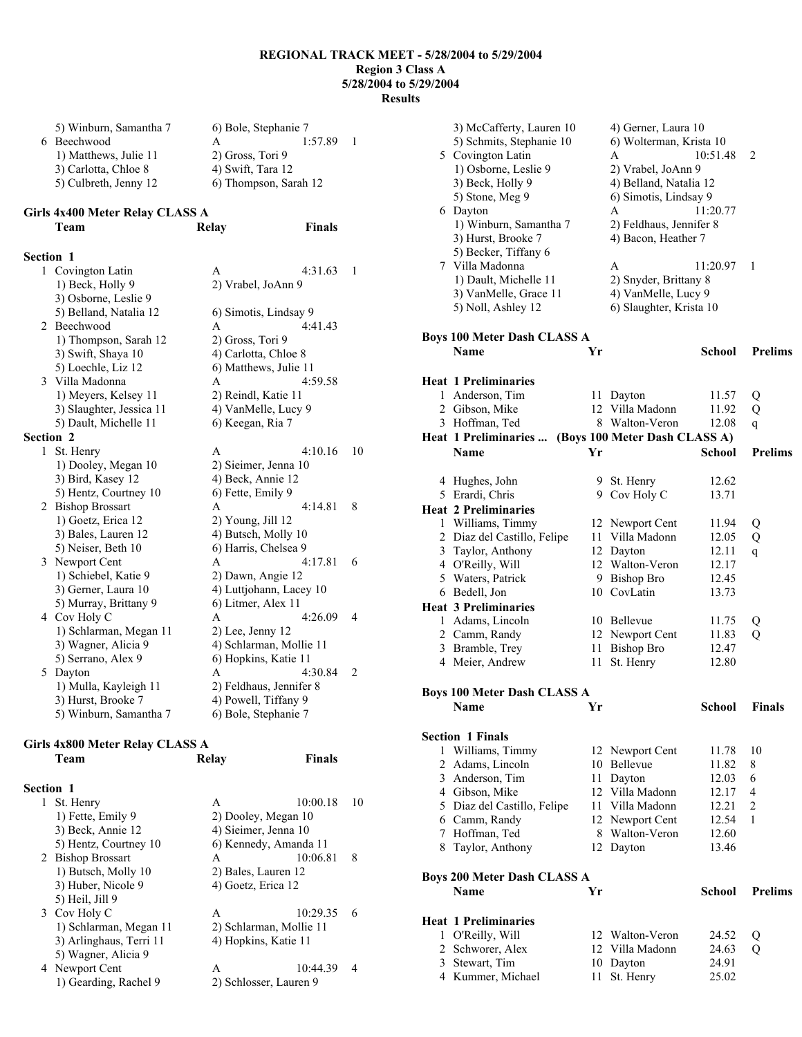# REGIONAL TRACK MEET - 5/28/2004 to 5/29/2004
## Region 3 Class A
## 5/28/2004 to 5/29/2004
## Results

```
    5) Winburn, Samantha 7        6) Bole, Stephanie 7
  6 Beechwood                     A                1:57.89    1
    1) Matthews, Julie 11         2) Gross, Tori 9
    3) Carlotta, Chloe 8          4) Swift, Tara 12
    5) Culbreth, Jenny 12         6) Thompson, Sarah 12
```

### Girls 4x400 Meter Relay CLASS A

```
    Team                          Relay              Finals

Section  1
  1 Covington Latin               A                4:31.63    1
    1) Beck, Holly 9              2) Vrabel, JoAnn 9
    3) Osborne, Leslie 9
    5) Belland, Natalia 12        6) Simotis, Lindsay 9
  2 Beechwood                     A                4:41.43
    1) Thompson, Sarah 12         2) Gross, Tori 9
    3) Swift, Shaya 10            4) Carlotta, Chloe 8
    5) Loechle, Liz 12            6) Matthews, Julie 11
  3 Villa Madonna                 A                4:59.58
    1) Meyers, Kelsey 11          2) Reindl, Katie 11
    3) Slaughter, Jessica 11      4) VanMelle, Lucy 9
    5) Dault, Michelle 11         6) Keegan, Ria 7
Section  2
  1 St. Henry                     A                4:10.16   10
    1) Dooley, Megan 10           2) Sieimer, Jenna 10
    3) Bird, Kasey 12             4) Beck, Annie 12
    5) Hentz, Courtney 10         6) Fette, Emily 9
  2 Bishop Brossart               A                4:14.81    8
    1) Goetz, Erica 12            2) Young, Jill 12
    3) Bales, Lauren 12           4) Butsch, Molly 10
    5) Neiser, Beth 10            6) Harris, Chelsea 9
  3 Newport Cent                  A                4:17.81    6
    1) Schiebel, Katie 9          2) Dawn, Angie 12
    3) Gerner, Laura 10           4) Luttjohann, Lacey 10
    5) Murray, Brittany 9         6) Litmer, Alex 11
  4 Cov Holy C                    A                4:26.09    4
    1) Schlarman, Megan 11        2) Lee, Jenny 12
    3) Wagner, Alicia 9           4) Schlarman, Mollie 11
    5) Serrano, Alex 9            6) Hopkins, Katie 11
  5 Dayton                        A                4:30.84    2
    1) Mulla, Kayleigh 11         2) Feldhaus, Jennifer 8
    3) Hurst, Brooke 7            4) Powell, Tiffany 9
    5) Winburn, Samantha 7        6) Bole, Stephanie 7
```

### Girls 4x800 Meter Relay CLASS A

```
    Team                          Relay              Finals

Section  1
  1 St. Henry                     A               10:00.18   10
    1) Fette, Emily 9             2) Dooley, Megan 10
    3) Beck, Annie 12             4) Sieimer, Jenna 10
    5) Hentz, Courtney 10         6) Kennedy, Amanda 11
  2 Bishop Brossart               A               10:06.81    8
    1) Butsch, Molly 10           2) Bales, Lauren 12
    3) Huber, Nicole 9            4) Goetz, Erica 12
    5) Heil, Jill 9
  3 Cov Holy C                    A               10:29.35    6
    1) Schlarman, Megan 11        2) Schlarman, Mollie 11
    3) Arlinghaus, Terri 11       4) Hopkins, Katie 11
    5) Wagner, Alicia 9
  4 Newport Cent                  A               10:44.39    4
    1) Gearding, Rachel 9         2) Schlosser, Lauren 9
    3) McCafferty, Lauren 10      4) Gerner, Laura 10
    5) Schmits, Stephanie 10      6) Wolterman, Krista 10
  5 Covington Latin               A               10:51.48    2
    1) Osborne, Leslie 9          2) Vrabel, JoAnn 9
    3) Beck, Holly 9              4) Belland, Natalia 12
    5) Stone, Meg 9               6) Simotis, Lindsay 9
  6 Dayton                        A               11:20.77
    1) Winburn, Samantha 7        2) Feldhaus, Jennifer 8
    3) Hurst, Brooke 7            4) Bacon, Heather 7
    5) Becker, Tiffany 6
  7 Villa Madonna                 A               11:20.97    1
    1) Dault, Michelle 11         2) Snyder, Brittany 8
    3) VanMelle, Grace 11         4) VanMelle, Lucy 9
    5) Noll, Ashley 12            6) Slaughter, Krista 10
```

### Boys 100 Meter Dash CLASS A

```
    Name                    Yr School            Prelims

Heat  1 Preliminaries
  1 Anderson, Tim           11 Dayton              11.57  Q
  2 Gibson, Mike            12 Villa Madonn        11.92  Q
  3 Hoffman, Ted             8 Walton-Veron        12.08  q
  4 Hughes, John             9 St. Henry           12.62
  5 Erardi, Chris            9 Cov Holy C          13.71
Heat  2 Preliminaries
  1 Williams, Timmy         12 Newport Cent        11.94  Q
  2 Diaz del Castillo, Felipe 11 Villa Madonn      12.05  Q
  3 Taylor, Anthony         12 Dayton              12.11  q
  4 O'Reilly, Will          12 Walton-Veron        12.17
  5 Waters, Patrick          9 Bishop Bro          12.45
  6 Bedell, Jon             10 CovLatin            13.73
Heat  3 Preliminaries
  1 Adams, Lincoln          10 Bellevue            11.75  Q
  2 Camm, Randy             12 Newport Cent        11.83  Q
  3 Bramble, Trey           11 Bishop Bro          12.47
  4 Meier, Andrew           11 St. Henry           12.80
```

### Boys 100 Meter Dash CLASS A

```
    Name                    Yr School             Finals

Section  1 Finals
  1 Williams, Timmy         12 Newport Cent        11.78  10
  2 Adams, Lincoln          10 Bellevue            11.82   8
  3 Anderson, Tim           11 Dayton              12.03   6
  4 Gibson, Mike            12 Villa Madonn        12.17   4
  5 Diaz del Castillo, Felipe 11 Villa Madonn      12.21   2
  6 Camm, Randy             12 Newport Cent        12.54   1
  7 Hoffman, Ted             8 Walton-Veron        12.60
  8 Taylor, Anthony         12 Dayton              13.46
```

### Boys 200 Meter Dash CLASS A

```
    Name                    Yr School            Prelims

Heat  1 Preliminaries
  1 O'Reilly, Will          12 Walton-Veron        24.52  Q
  2 Schworer, Alex          12 Villa Madonn        24.63  Q
  3 Stewart, Tim            10 Dayton              24.91
  4 Kummer, Michael         11 St. Henry           25.02
```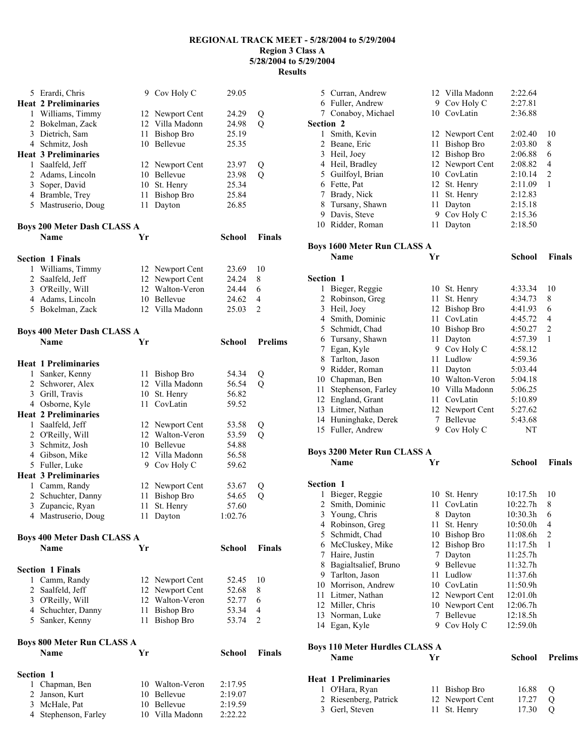# REGIONAL TRACK MEET - 5/28/2004 to 5/29/2004
## Region 3 Class A
## 5/28/2004 to 5/29/2004
## Results

| | Name | Yr | School | Prelims | |
|---|---|---|---|---|---|
| 5 | Erardi, Chris | 9 | Cov Holy C | 29.05 | |
| **Heat 2 Preliminaries** | | | | | |
| 1 | Williams, Timmy | 12 | Newport Cent | 24.29 | Q |
| 2 | Bokelman, Zack | 12 | Villa Madonn | 24.98 | Q |
| 3 | Dietrich, Sam | 11 | Bishop Bro | 25.19 | |
| 4 | Schmitz, Josh | 10 | Bellevue | 25.35 | |
| **Heat 3 Preliminaries** | | | | | |
| 1 | Saalfeld, Jeff | 12 | Newport Cent | 23.97 | Q |
| 2 | Adams, Lincoln | 10 | Bellevue | 23.98 | Q |
| 3 | Soper, David | 10 | St. Henry | 25.34 | |
| 4 | Bramble, Trey | 11 | Bishop Bro | 25.84 | |
| 5 | Mastruserio, Doug | 11 | Dayton | 26.85 | |

### Boys 200 Meter Dash CLASS A

| | Name | Yr | School | Finals | |
|---|---|---|---|---|---|
| **Section 1 Finals** | | | | | |
| 1 | Williams, Timmy | 12 | Newport Cent | 23.69 | 10 |
| 2 | Saalfeld, Jeff | 12 | Newport Cent | 24.24 | 8 |
| 3 | O'Reilly, Will | 12 | Walton-Veron | 24.44 | 6 |
| 4 | Adams, Lincoln | 10 | Bellevue | 24.62 | 4 |
| 5 | Bokelman, Zack | 12 | Villa Madonn | 25.03 | 2 |

### Boys 400 Meter Dash CLASS A

| | Name | Yr | School | Prelims | |
|---|---|---|---|---|---|
| **Heat 1 Preliminaries** | | | | | |
| 1 | Sanker, Kenny | 11 | Bishop Bro | 54.34 | Q |
| 2 | Schworer, Alex | 12 | Villa Madonn | 56.54 | Q |
| 3 | Grill, Travis | 10 | St. Henry | 56.82 | |
| 4 | Osborne, Kyle | 11 | CovLatin | 59.52 | |
| **Heat 2 Preliminaries** | | | | | |
| 1 | Saalfeld, Jeff | 12 | Newport Cent | 53.58 | Q |
| 2 | O'Reilly, Will | 12 | Walton-Veron | 53.59 | Q |
| 3 | Schmitz, Josh | 10 | Bellevue | 54.88 | |
| 4 | Gibson, Mike | 12 | Villa Madonn | 56.58 | |
| 5 | Fuller, Luke | 9 | Cov Holy C | 59.62 | |
| **Heat 3 Preliminaries** | | | | | |
| 1 | Camm, Randy | 12 | Newport Cent | 53.67 | Q |
| 2 | Schuchter, Danny | 11 | Bishop Bro | 54.65 | Q |
| 3 | Zupancic, Ryan | 11 | St. Henry | 57.60 | |
| 4 | Mastruserio, Doug | 11 | Dayton | 1:02.76 | |

### Boys 400 Meter Dash CLASS A

| | Name | Yr | School | Finals | |
|---|---|---|---|---|---|
| **Section 1 Finals** | | | | | |
| 1 | Camm, Randy | 12 | Newport Cent | 52.45 | 10 |
| 2 | Saalfeld, Jeff | 12 | Newport Cent | 52.68 | 8 |
| 3 | O'Reilly, Will | 12 | Walton-Veron | 52.77 | 6 |
| 4 | Schuchter, Danny | 11 | Bishop Bro | 53.34 | 4 |
| 5 | Sanker, Kenny | 11 | Bishop Bro | 53.74 | 2 |

### Boys 800 Meter Run CLASS A

| | Name | Yr | School | Finals | |
|---|---|---|---|---|---|
| **Section 1** | | | | | |
| 1 | Chapman, Ben | 10 | Walton-Veron | 2:17.95 | |
| 2 | Janson, Kurt | 10 | Bellevue | 2:19.07 | |
| 3 | McHale, Pat | 10 | Bellevue | 2:19.59 | |
| 4 | Stephenson, Farley | 10 | Villa Madonn | 2:22.22 | |
| 5 | Curran, Andrew | 12 | Villa Madonn | 2:22.64 | |
| 6 | Fuller, Andrew | 9 | Cov Holy C | 2:27.81 | |
| 7 | Conaboy, Michael | 10 | CovLatin | 2:36.88 | |
| **Section 2** | | | | | |
| 1 | Smith, Kevin | 12 | Newport Cent | 2:02.40 | 10 |
| 2 | Beane, Eric | 11 | Bishop Bro | 2:03.80 | 8 |
| 3 | Heil, Joey | 12 | Bishop Bro | 2:06.88 | 6 |
| 4 | Heil, Bradley | 12 | Newport Cent | 2:08.82 | 4 |
| 5 | Guilfoyl, Brian | 10 | CovLatin | 2:10.14 | 2 |
| 6 | Fette, Pat | 12 | St. Henry | 2:11.09 | 1 |
| 7 | Brady, Nick | 11 | St. Henry | 2:12.83 | |
| 8 | Tursany, Shawn | 11 | Dayton | 2:15.18 | |
| 9 | Davis, Steve | 9 | Cov Holy C | 2:15.36 | |
| 10 | Ridder, Roman | 11 | Dayton | 2:18.50 | |

### Boys 1600 Meter Run CLASS A

| | Name | Yr | School | Finals | |
|---|---|---|---|---|---|
| **Section 1** | | | | | |
| 1 | Bieger, Reggie | 10 | St. Henry | 4:33.34 | 10 |
| 2 | Robinson, Greg | 11 | St. Henry | 4:34.73 | 8 |
| 3 | Heil, Joey | 12 | Bishop Bro | 4:41.93 | 6 |
| 4 | Smith, Dominic | 11 | CovLatin | 4:45.72 | 4 |
| 5 | Schmidt, Chad | 10 | Bishop Bro | 4:50.27 | 2 |
| 6 | Tursany, Shawn | 11 | Dayton | 4:57.39 | 1 |
| 7 | Egan, Kyle | 9 | Cov Holy C | 4:58.12 | |
| 8 | Tarlton, Jason | 11 | Ludlow | 4:59.36 | |
| 9 | Ridder, Roman | 11 | Dayton | 5:03.44 | |
| 10 | Chapman, Ben | 10 | Walton-Veron | 5:04.18 | |
| 11 | Stephenson, Farley | 10 | Villa Madonn | 5:06.25 | |
| 12 | England, Grant | 11 | CovLatin | 5:10.89 | |
| 13 | Litmer, Nathan | 12 | Newport Cent | 5:27.62 | |
| 14 | Huninghake, Derek | 7 | Bellevue | 5:43.68 | |
| 15 | Fuller, Andrew | 9 | Cov Holy C | NT | |

### Boys 3200 Meter Run CLASS A

| | Name | Yr | School | Finals | |
|---|---|---|---|---|---|
| **Section 1** | | | | | |
| 1 | Bieger, Reggie | 10 | St. Henry | 10:17.5h | 10 |
| 2 | Smith, Dominic | 11 | CovLatin | 10:22.7h | 8 |
| 3 | Young, Chris | 8 | Dayton | 10:30.3h | 6 |
| 4 | Robinson, Greg | 11 | St. Henry | 10:50.0h | 4 |
| 5 | Schmidt, Chad | 10 | Bishop Bro | 11:08.6h | 2 |
| 6 | McCluskey, Mike | 12 | Bishop Bro | 11:17.5h | 1 |
| 7 | Haire, Justin | 7 | Dayton | 11:25.7h | |
| 8 | Bagialtsalief, Bruno | 9 | Bellevue | 11:32.7h | |
| 9 | Tarlton, Jason | 11 | Ludlow | 11:37.6h | |
| 10 | Morrison, Andrew | 10 | CovLatin | 11:50.9h | |
| 11 | Litmer, Nathan | 12 | Newport Cent | 12:01.0h | |
| 12 | Miller, Chris | 10 | Newport Cent | 12:06.7h | |
| 13 | Norman, Luke | 7 | Bellevue | 12:18.5h | |
| 14 | Egan, Kyle | 9 | Cov Holy C | 12:59.0h | |

### Boys 110 Meter Hurdles CLASS A

| | Name | Yr | School | Prelims | |
|---|---|---|---|---|---|
| **Heat 1 Preliminaries** | | | | | |
| 1 | O'Hara, Ryan | 11 | Bishop Bro | 16.88 | Q |
| 2 | Riesenberg, Patrick | 12 | Newport Cent | 17.27 | Q |
| 3 | Gerl, Steven | 11 | St. Henry | 17.30 | Q |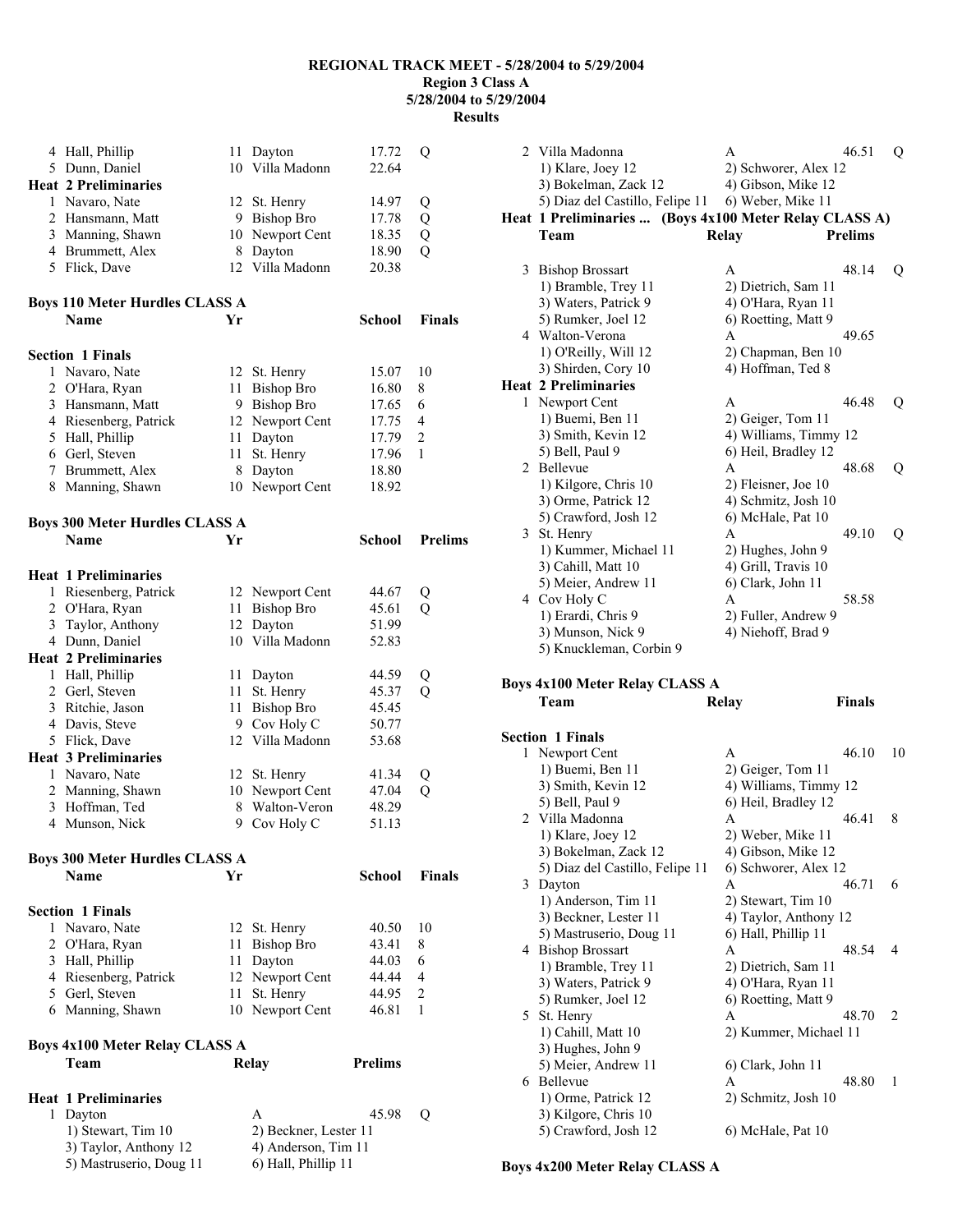# REGIONAL TRACK MEET - 5/28/2004 to 5/29/2004
## Region 3 Class A
## 5/28/2004 to 5/29/2004
## Results

| | Name | Yr | School | Prelims | |
|---|---|---|---|---|---|
| 4 | Hall, Phillip | 11 | Dayton | 17.72 | Q |
| 5 | Dunn, Daniel | 10 | Villa Madonn | 22.64 | |
| **Heat 2 Preliminaries** | | | | | |
| 1 | Navaro, Nate | 12 | St. Henry | 14.97 | Q |
| 2 | Hansmann, Matt | 9 | Bishop Bro | 17.78 | Q |
| 3 | Manning, Shawn | 10 | Newport Cent | 18.35 | Q |
| 4 | Brummett, Alex | 8 | Dayton | 18.90 | Q |
| 5 | Flick, Dave | 12 | Villa Madonn | 20.38 | |

### Boys 110 Meter Hurdles CLASS A

**Section 1 Finals**

| | Name | Yr | School | Finals | |
|---|---|---|---|---|---|
| 1 | Navaro, Nate | 12 | St. Henry | 15.07 | 10 |
| 2 | O'Hara, Ryan | 11 | Bishop Bro | 16.80 | 8 |
| 3 | Hansmann, Matt | 9 | Bishop Bro | 17.65 | 6 |
| 4 | Riesenberg, Patrick | 12 | Newport Cent | 17.75 | 4 |
| 5 | Hall, Phillip | 11 | Dayton | 17.79 | 2 |
| 6 | Gerl, Steven | 11 | St. Henry | 17.96 | 1 |
| 7 | Brummett, Alex | 8 | Dayton | 18.80 | |
| 8 | Manning, Shawn | 10 | Newport Cent | 18.92 | |

### Boys 300 Meter Hurdles CLASS A

| | Name | Yr | School | Prelims | |
|---|---|---|---|---|---|
| **Heat 1 Preliminaries** | | | | | |
| 1 | Riesenberg, Patrick | 12 | Newport Cent | 44.67 | Q |
| 2 | O'Hara, Ryan | 11 | Bishop Bro | 45.61 | Q |
| 3 | Taylor, Anthony | 12 | Dayton | 51.99 | |
| 4 | Dunn, Daniel | 10 | Villa Madonn | 52.83 | |
| **Heat 2 Preliminaries** | | | | | |
| 1 | Hall, Phillip | 11 | Dayton | 44.59 | Q |
| 2 | Gerl, Steven | 11 | St. Henry | 45.37 | Q |
| 3 | Ritchie, Jason | 11 | Bishop Bro | 45.45 | |
| 4 | Davis, Steve | 9 | Cov Holy C | 50.77 | |
| 5 | Flick, Dave | 12 | Villa Madonn | 53.68 | |
| **Heat 3 Preliminaries** | | | | | |
| 1 | Navaro, Nate | 12 | St. Henry | 41.34 | Q |
| 2 | Manning, Shawn | 10 | Newport Cent | 47.04 | Q |
| 3 | Hoffman, Ted | 8 | Walton-Veron | 48.29 | |
| 4 | Munson, Nick | 9 | Cov Holy C | 51.13 | |

### Boys 300 Meter Hurdles CLASS A

**Section 1 Finals**

| | Name | Yr | School | Finals | |
|---|---|---|---|---|---|
| 1 | Navaro, Nate | 12 | St. Henry | 40.50 | 10 |
| 2 | O'Hara, Ryan | 11 | Bishop Bro | 43.41 | 8 |
| 3 | Hall, Phillip | 11 | Dayton | 44.03 | 6 |
| 4 | Riesenberg, Patrick | 12 | Newport Cent | 44.44 | 4 |
| 5 | Gerl, Steven | 11 | St. Henry | 44.95 | 2 |
| 6 | Manning, Shawn | 10 | Newport Cent | 46.81 | 1 |

### Boys 4x100 Meter Relay CLASS A

| | Team | Relay | Prelims | |
|---|---|---|---|---|
| **Heat 1 Preliminaries** | | | | |
| 1 | Dayton | A | 45.98 | Q |
| | 1) Stewart, Tim 10 | 2) Beckner, Lester 11 | | |
| | 3) Taylor, Anthony 12 | 4) Anderson, Tim 11 | | |
| | 5) Mastruserio, Doug 11 | 6) Hall, Phillip 11 | | |
| 2 | Villa Madonna | A | 46.51 | Q |
| | 1) Klare, Joey 12 | 2) Schworer, Alex 12 | | |
| | 3) Bokelman, Zack 12 | 4) Gibson, Mike 12 | | |
| | 5) Diaz del Castillo, Felipe 11 | 6) Weber, Mike 11 | | |

**Heat 1 Preliminaries ... (Boys 4x100 Meter Relay CLASS A)**

| | Team | Relay | Prelims | |
|---|---|---|---|---|
| 3 | Bishop Brossart | A | 48.14 | Q |
| | 1) Bramble, Trey 11 | 2) Dietrich, Sam 11 | | |
| | 3) Waters, Patrick 9 | 4) O'Hara, Ryan 11 | | |
| | 5) Rumker, Joel 12 | 6) Roetting, Matt 9 | | |
| 4 | Walton-Verona | A | 49.65 | |
| | 1) O'Reilly, Will 12 | 2) Chapman, Ben 10 | | |
| | 3) Shirden, Cory 10 | 4) Hoffman, Ted 8 | | |
| **Heat 2 Preliminaries** | | | | |
| 1 | Newport Cent | A | 46.48 | Q |
| | 1) Buemi, Ben 11 | 2) Geiger, Tom 11 | | |
| | 3) Smith, Kevin 12 | 4) Williams, Timmy 12 | | |
| | 5) Bell, Paul 9 | 6) Heil, Bradley 12 | | |
| 2 | Bellevue | A | 48.68 | Q |
| | 1) Kilgore, Chris 10 | 2) Fleisner, Joe 10 | | |
| | 3) Orme, Patrick 12 | 4) Schmitz, Josh 10 | | |
| | 5) Crawford, Josh 12 | 6) McHale, Pat 10 | | |
| 3 | St. Henry | A | 49.10 | Q |
| | 1) Kummer, Michael 11 | 2) Hughes, John 9 | | |
| | 3) Cahill, Matt 10 | 4) Grill, Travis 10 | | |
| | 5) Meier, Andrew 11 | 6) Clark, John 11 | | |
| 4 | Cov Holy C | A | 58.58 | |
| | 1) Erardi, Chris 9 | 2) Fuller, Andrew 9 | | |
| | 3) Munson, Nick 9 | 4) Niehoff, Brad 9 | | |
| | 5) Knuckleman, Corbin 9 | | | |

### Boys 4x100 Meter Relay CLASS A

**Section 1 Finals**

| | Team | Relay | Finals | |
|---|---|---|---|---|
| 1 | Newport Cent | A | 46.10 | 10 |
| | 1) Buemi, Ben 11 | 2) Geiger, Tom 11 | | |
| | 3) Smith, Kevin 12 | 4) Williams, Timmy 12 | | |
| | 5) Bell, Paul 9 | 6) Heil, Bradley 12 | | |
| 2 | Villa Madonna | A | 46.41 | 8 |
| | 1) Klare, Joey 12 | 2) Weber, Mike 11 | | |
| | 3) Bokelman, Zack 12 | 4) Gibson, Mike 12 | | |
| | 5) Diaz del Castillo, Felipe 11 | 6) Schworer, Alex 12 | | |
| 3 | Dayton | A | 46.71 | 6 |
| | 1) Anderson, Tim 11 | 2) Stewart, Tim 10 | | |
| | 3) Beckner, Lester 11 | 4) Taylor, Anthony 12 | | |
| | 5) Mastruserio, Doug 11 | 6) Hall, Phillip 11 | | |
| 4 | Bishop Brossart | A | 48.54 | 4 |
| | 1) Bramble, Trey 11 | 2) Dietrich, Sam 11 | | |
| | 3) Waters, Patrick 9 | 4) O'Hara, Ryan 11 | | |
| | 5) Rumker, Joel 12 | 6) Roetting, Matt 9 | | |
| 5 | St. Henry | A | 48.70 | 2 |
| | 1) Cahill, Matt 10 | 2) Kummer, Michael 11 | | |
| | 3) Hughes, John 9 | | | |
| | 5) Meier, Andrew 11 | 6) Clark, John 11 | | |
| 6 | Bellevue | A | 48.80 | 1 |
| | 1) Orme, Patrick 12 | 2) Schmitz, Josh 10 | | |
| | 3) Kilgore, Chris 10 | | | |
| | 5) Crawford, Josh 12 | 6) McHale, Pat 10 | | |

### Boys 4x200 Meter Relay CLASS A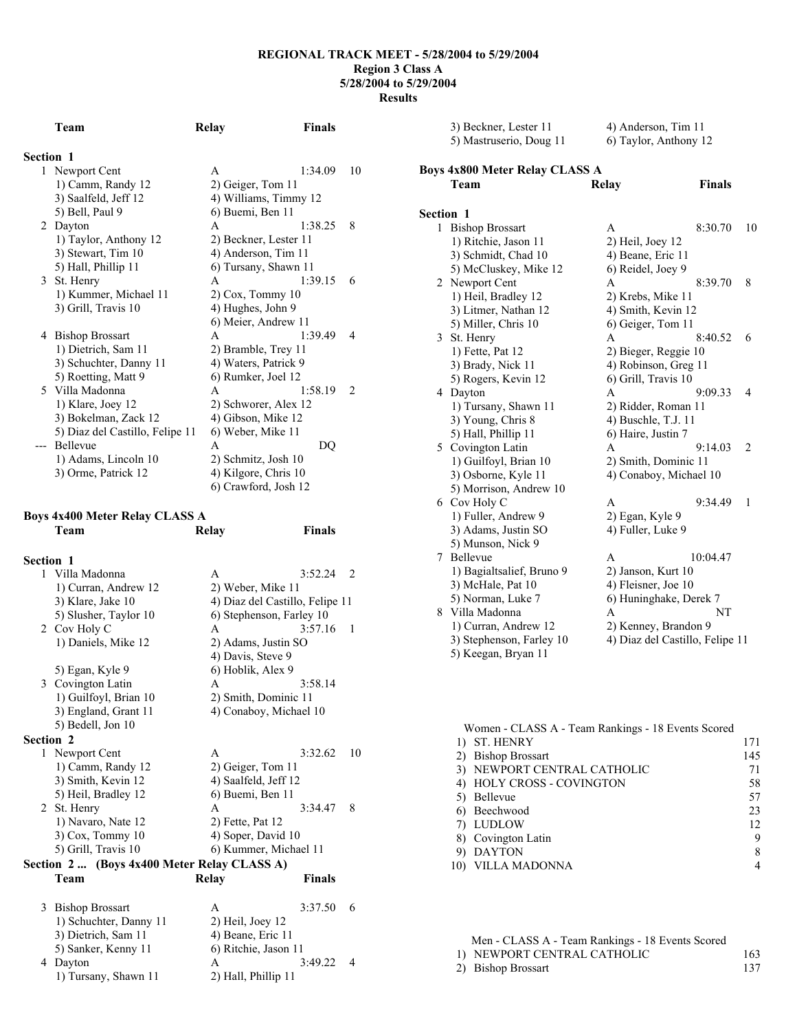**REGIONAL TRACK MEET - 5/28/2004 to 5/29/2004**
**Region 3 Class A**
**5/28/2004 to 5/29/2004**
**Results**

| Team | Relay | Finals | |
|---|---|---|---|

**Section 1**

```
  1 Newport Cent                       A            1:34.09   10
     1) Camm, Randy 12                 2) Geiger, Tom 11
     3) Saalfeld, Jeff 12              4) Williams, Timmy 12
     5) Bell, Paul 9                   6) Buemi, Ben 11
  2 Dayton                             A            1:38.25    8
     1) Taylor, Anthony 12             2) Beckner, Lester 11
     3) Stewart, Tim 10                4) Anderson, Tim 11
     5) Hall, Phillip 11               6) Tursany, Shawn 11
  3 St. Henry                          A            1:39.15    6
     1) Kummer, Michael 11             2) Cox, Tommy 10
     3) Grill, Travis 10               4) Hughes, John 9
                                       6) Meier, Andrew 11
  4 Bishop Brossart                    A            1:39.49    4
     1) Dietrich, Sam 11               2) Bramble, Trey 11
     3) Schuchter, Danny 11            4) Waters, Patrick 9
     5) Roetting, Matt 9               6) Rumker, Joel 12
  5 Villa Madonna                      A            1:58.19    2
     1) Klare, Joey 12                 2) Schworer, Alex 12
     3) Bokelman, Zack 12              4) Gibson, Mike 12
     5) Diaz del Castillo, Felipe 11   6) Weber, Mike 11
 --- Bellevue                          A                 DQ
     1) Adams, Lincoln 10              2) Schmitz, Josh 10
     3) Orme, Patrick 12               4) Kilgore, Chris 10
                                       6) Crawford, Josh 12
```

### Boys 4x400 Meter Relay CLASS A

```
    Team                               Relay          Finals

Section 1
  1 Villa Madonna                      A            3:52.24    2
     1) Curran, Andrew 12              2) Weber, Mike 11
     3) Klare, Jake 10                 4) Diaz del Castillo, Felipe 11
     5) Slusher, Taylor 10             6) Stephenson, Farley 10
  2 Cov Holy C                         A            3:57.16    1
     1) Daniels, Mike 12               2) Adams, Justin SO
                                       4) Davis, Steve 9
     5) Egan, Kyle 9                   6) Hoblik, Alex 9
  3 Covington Latin                    A            3:58.14
     1) Guilfoyl, Brian 10             2) Smith, Dominic 11
     3) England, Grant 11              4) Conaboy, Michael 10
     5) Bedell, Jon 10
Section 2
  1 Newport Cent                       A            3:32.62   10
     1) Camm, Randy 12                 2) Geiger, Tom 11
     3) Smith, Kevin 12                4) Saalfeld, Jeff 12
     5) Heil, Bradley 12               6) Buemi, Ben 11
  2 St. Henry                          A            3:34.47    8
     1) Navaro, Nate 12                2) Fette, Pat 12
     3) Cox, Tommy 10                  4) Soper, David 10
     5) Grill, Travis 10               6) Kummer, Michael 11
Section 2 ... (Boys 4x400 Meter Relay CLASS A)
    Team                               Relay          Finals

  3 Bishop Brossart                    A            3:37.50    6
     1) Schuchter, Danny 11            2) Heil, Joey 12
     3) Dietrich, Sam 11               4) Beane, Eric 11
     5) Sanker, Kenny 11               6) Ritchie, Jason 11
  4 Dayton                             A            3:49.22    4
     1) Tursany, Shawn 11              2) Hall, Phillip 11
     3) Beckner, Lester 11             4) Anderson, Tim 11
     5) Mastruserio, Doug 11           6) Taylor, Anthony 12
```

### Boys 4x800 Meter Relay CLASS A

```
    Team                               Relay          Finals

Section 1
  1 Bishop Brossart                    A            8:30.70   10
     1) Ritchie, Jason 11              2) Heil, Joey 12
     3) Schmidt, Chad 10               4) Beane, Eric 11
     5) McCluskey, Mike 12             6) Reidel, Joey 9
  2 Newport Cent                       A            8:39.70    8
     1) Heil, Bradley 12               2) Krebs, Mike 11
     3) Litmer, Nathan 12              4) Smith, Kevin 12
     5) Miller, Chris 10               6) Geiger, Tom 11
  3 St. Henry                          A            8:40.52    6
     1) Fette, Pat 12                  2) Bieger, Reggie 10
     3) Brady, Nick 11                 4) Robinson, Greg 11
     5) Rogers, Kevin 12               6) Grill, Travis 10
  4 Dayton                             A            9:09.33    4
     1) Tursany, Shawn 11              2) Ridder, Roman 11
     3) Young, Chris 8                 4) Buschle, T.J. 11
     5) Hall, Phillip 11               6) Haire, Justin 7
  5 Covington Latin                    A            9:14.03    2
     1) Guilfoyl, Brian 10             2) Smith, Dominic 11
     3) Osborne, Kyle 11               4) Conaboy, Michael 10
     5) Morrison, Andrew 10
  6 Cov Holy C                         A            9:34.49    1
     1) Fuller, Andrew 9               2) Egan, Kyle 9
     3) Adams, Justin SO               4) Fuller, Luke 9
     5) Munson, Nick 9
  7 Bellevue                           A           10:04.47
     1) Bagialtsalief, Bruno 9         2) Janson, Kurt 10
     3) McHale, Pat 10                 4) Fleisner, Joe 10
     5) Norman, Luke 7                 6) Huninghake, Derek 7
  8 Villa Madonna                      A                 NT
     1) Curran, Andrew 12              2) Kenney, Brandon 9
     3) Stephenson, Farley 10          4) Diaz del Castillo, Felipe 11
     5) Keegan, Bryan 11
```

Women - CLASS A - Team Rankings - 18 Events Scored

| Rank | Team | Points |
|---|---|---|
| 1) | ST. HENRY | 171 |
| 2) | Bishop Brossart | 145 |
| 3) | NEWPORT CENTRAL CATHOLIC | 71 |
| 4) | HOLY CROSS - COVINGTON | 58 |
| 5) | Bellevue | 57 |
| 6) | Beechwood | 23 |
| 7) | LUDLOW | 12 |
| 8) | Covington Latin | 9 |
| 9) | DAYTON | 8 |
| 10) | VILLA MADONNA | 4 |

Men - CLASS A - Team Rankings - 18 Events Scored

| Rank | Team | Points |
|---|---|---|
| 1) | NEWPORT CENTRAL CATHOLIC | 163 |
| 2) | Bishop Brossart | 137 |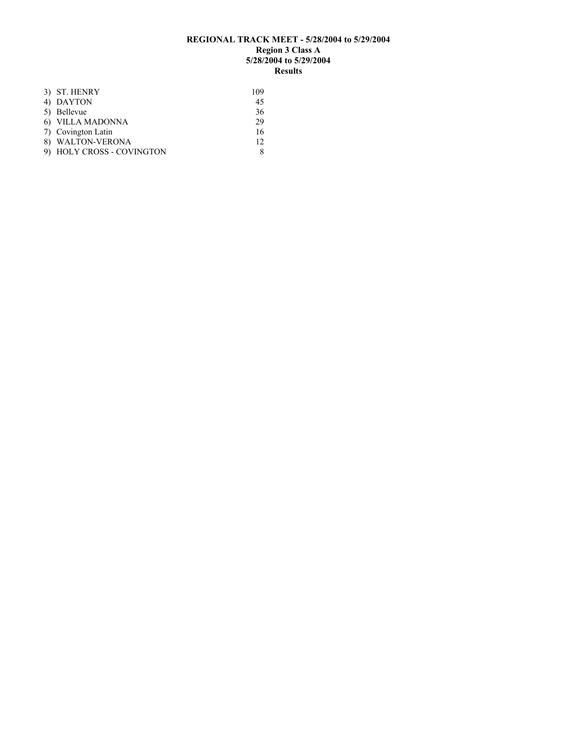**REGIONAL TRACK MEET - 5/28/2004 to 5/29/2004**
**Region 3 Class A**
**5/28/2004 to 5/29/2004**
**Results**

| | | |
|---|---|---|
| 3) | ST. HENRY | 109 |
| 4) | DAYTON | 45 |
| 5) | Bellevue | 36 |
| 6) | VILLA MADONNA | 29 |
| 7) | Covington Latin | 16 |
| 8) | WALTON-VERONA | 12 |
| 9) | HOLY CROSS - COVINGTON | 8 |